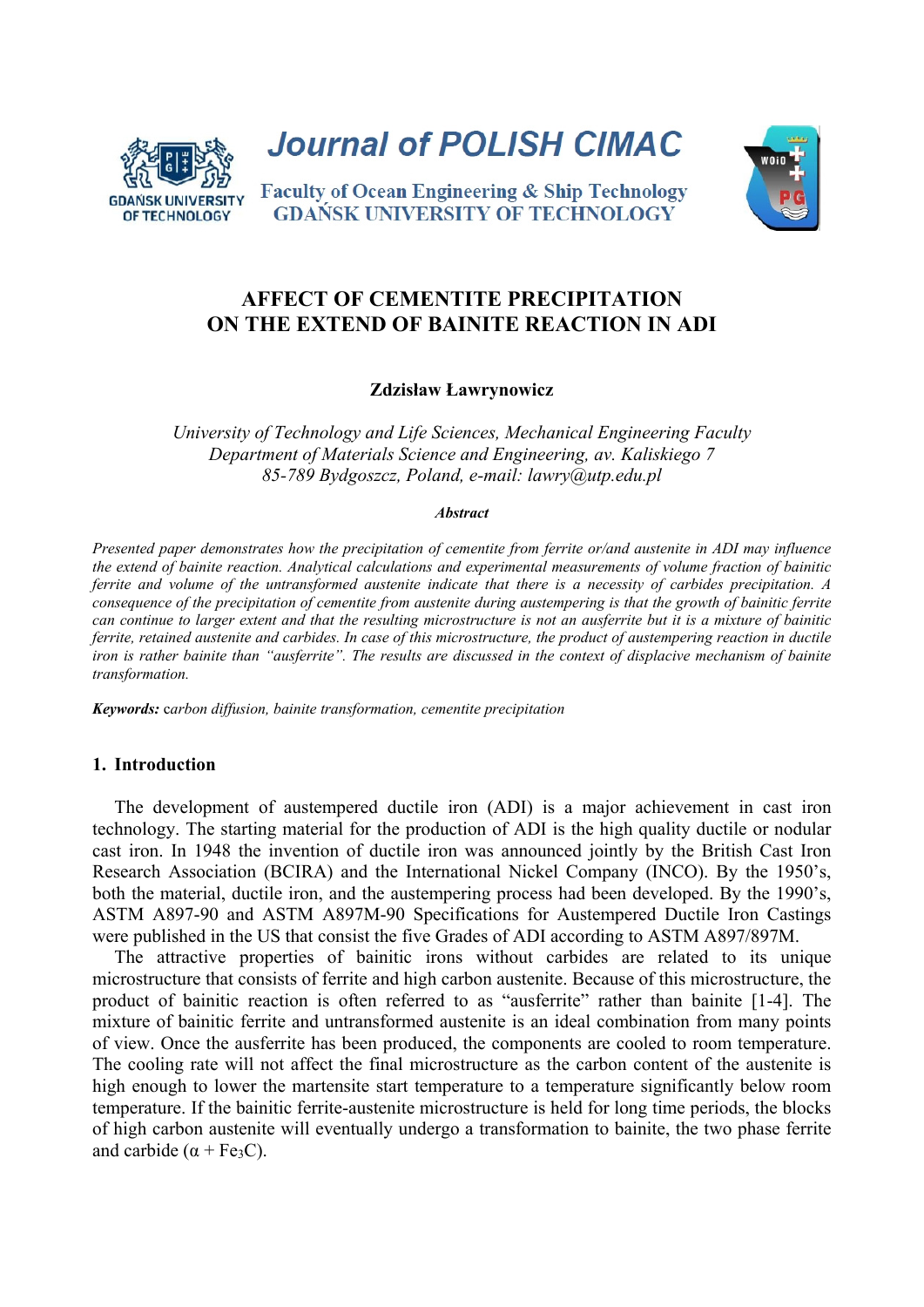# AFFECT OF CEMENTITE PRECIPITATION ON THE EXTEND OF BAINITE REACTION IN ADI

**Zdzisław Ławrynowicz**

*University of Technology and Life Sciences, Mechanical Engineering Faculty*
*Department of Materials Science and Engineering, av. Kaliskiego 7*
*85-789 Bydgoszcz, Poland, e-mail: lawry@utp.edu.pl*

***Abstract***

*Presented paper demonstrates how the precipitation of cementite from ferrite or/and austenite in ADI may influence the extend of bainite reaction. Analytical calculations and experimental measurements of volume fraction of bainitic ferrite and volume of the untransformed austenite indicate that there is a necessity of carbides precipitation. A consequence of the precipitation of cementite from austenite during austempering is that the growth of bainitic ferrite can continue to larger extent and that the resulting microstructure is not an ausferrite but it is a mixture of bainitic ferrite, retained austenite and carbides. In case of this microstructure, the product of austempering reaction in ductile iron is rather bainite than "ausferrite". The results are discussed in the context of displacive mechanism of bainite transformation.*

***Keywords:*** *carbon diffusion, bainite transformation, cementite precipitation*

## 1. Introduction

The development of austempered ductile iron (ADI) is a major achievement in cast iron technology. The starting material for the production of ADI is the high quality ductile or nodular cast iron. In 1948 the invention of ductile iron was announced jointly by the British Cast Iron Research Association (BCIRA) and the International Nickel Company (INCO). By the 1950's, both the material, ductile iron, and the austempering process had been developed. By the 1990's, ASTM A897-90 and ASTM A897M-90 Specifications for Austempered Ductile Iron Castings were published in the US that consist the five Grades of ADI according to ASTM A897/897M.

The attractive properties of bainitic irons without carbides are related to its unique microstructure that consists of ferrite and high carbon austenite. Because of this microstructure, the product of bainitic reaction is often referred to as "ausferrite" rather than bainite [1-4]. The mixture of bainitic ferrite and untransformed austenite is an ideal combination from many points of view. Once the ausferrite has been produced, the components are cooled to room temperature. The cooling rate will not affect the final microstructure as the carbon content of the austenite is high enough to lower the martensite start temperature to a temperature significantly below room temperature. If the bainitic ferrite-austenite microstructure is held for long time periods, the blocks of high carbon austenite will eventually undergo a transformation to bainite, the two phase ferrite and carbide ($\alpha + Fe_3C$).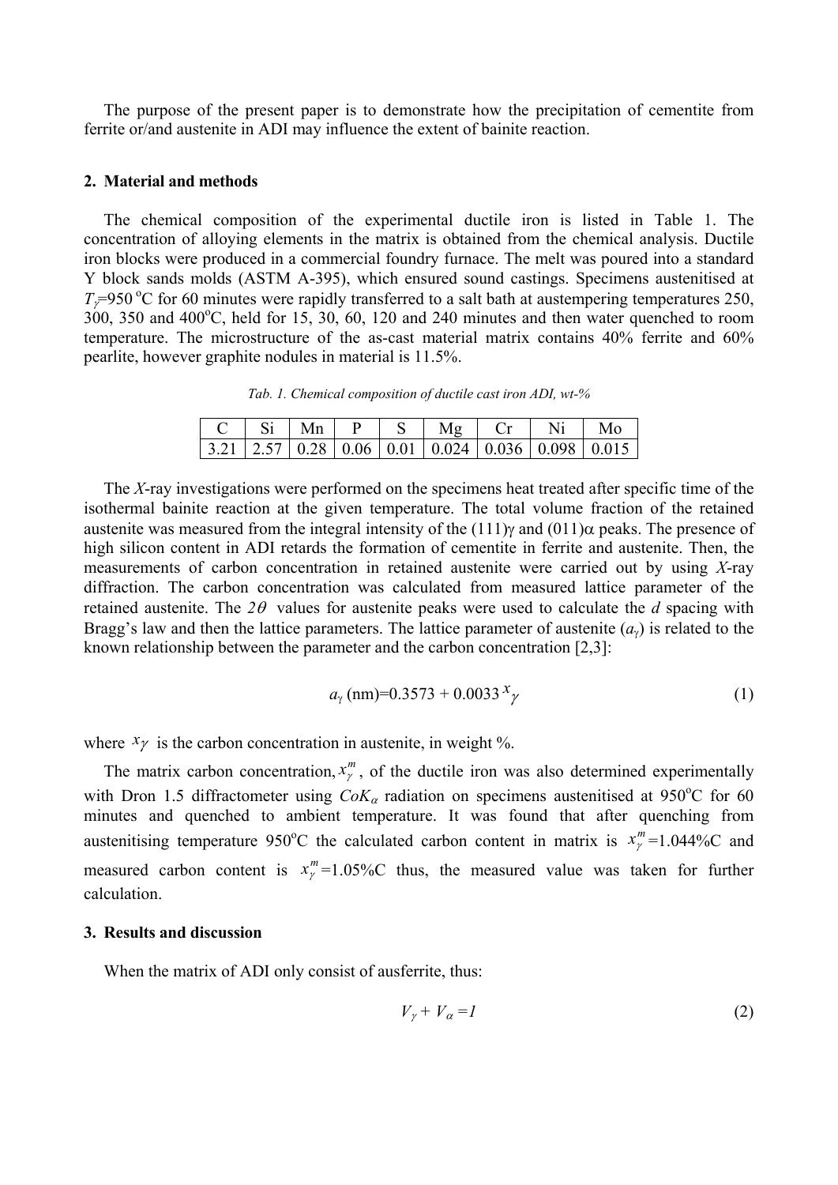The purpose of the present paper is to demonstrate how the precipitation of cementite from ferrite or/and austenite in ADI may influence the extent of bainite reaction.

## 2. Material and methods

The chemical composition of the experimental ductile iron is listed in Table 1. The concentration of alloying elements in the matrix is obtained from the chemical analysis. Ductile iron blocks were produced in a commercial foundry furnace. The melt was poured into a standard Y block sands molds (ASTM A-395), which ensured sound castings. Specimens austenitised at $T_{\gamma}$=950 $^{o}$C for 60 minutes were rapidly transferred to a salt bath at austempering temperatures 250, 300, 350 and 400$^{o}$C, held for 15, 30, 60, 120 and 240 minutes and then water quenched to room temperature. The microstructure of the as-cast material matrix contains 40% ferrite and 60% pearlite, however graphite nodules in material is 11.5%.

*Tab. 1. Chemical composition of ductile cast iron ADI, wt-%*

| C | Si | Mn | P | S | Mg | Cr | Ni | Mo |
|---|---|---|---|---|---|---|---|---|
| 3.21 | 2.57 | 0.28 | 0.06 | 0.01 | 0.024 | 0.036 | 0.098 | 0.015 |

The *X*-ray investigations were performed on the specimens heat treated after specific time of the isothermal bainite reaction at the given temperature. The total volume fraction of the retained austenite was measured from the integral intensity of the (111)$\gamma$ and (011)$\alpha$ peaks. The presence of high silicon content in ADI retards the formation of cementite in ferrite and austenite. Then, the measurements of carbon concentration in retained austenite were carried out by using *X*-ray diffraction. The carbon concentration was calculated from measured lattice parameter of the retained austenite. The $2\theta$ values for austenite peaks were used to calculate the *d* spacing with Bragg's law and then the lattice parameters. The lattice parameter of austenite ($a_{\gamma}$) is related to the known relationship between the parameter and the carbon concentration [2,3]:

$$a_{\gamma}\,(\text{nm})=0.3573 + 0.0033\,x_{\gamma} \tag{1}$$

where $x_{\gamma}$ is the carbon concentration in austenite, in weight %.

The matrix carbon concentration, $x_{\gamma}^{m}$, of the ductile iron was also determined experimentally with Dron 1.5 diffractometer using $CoK_{\alpha}$ radiation on specimens austenitised at 950$^{o}$C for 60 minutes and quenched to ambient temperature. It was found that after quenching from austenitising temperature 950$^{o}$C the calculated carbon content in matrix is $x_{\gamma}^{m}$=1.044%C and measured carbon content is $x_{\gamma}^{m}$=1.05%C thus, the measured value was taken for further calculation.

## 3. Results and discussion

When the matrix of ADI only consist of ausferrite, thus:

$$V_{\gamma} + V_{\alpha} = 1 \tag{2}$$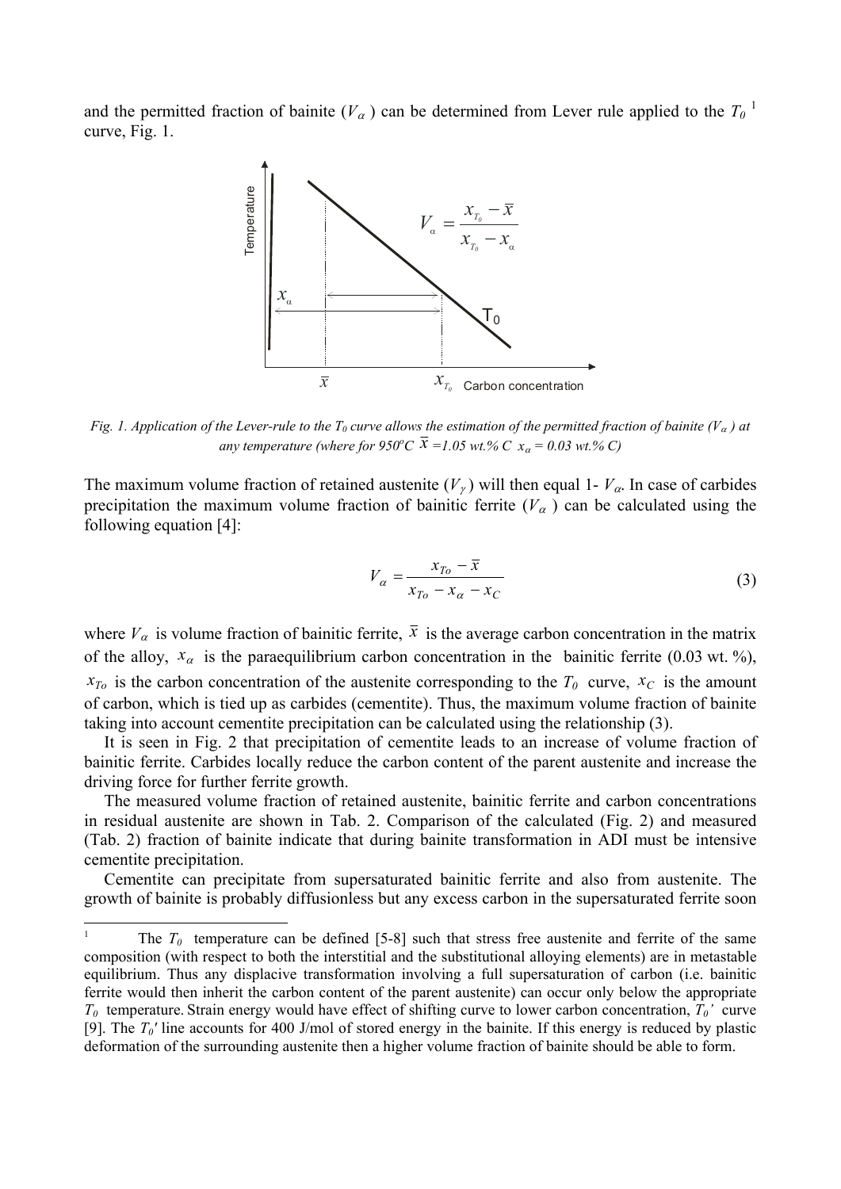and the permitted fraction of bainite ($V_\alpha$) can be determined from Lever rule applied to the $T_0$ [1] curve, Fig. 1.

*Fig. 1. Application of the Lever-rule to the $T_0$ curve allows the estimation of the permitted fraction of bainite ($V_\alpha$) at any temperature (where for 950°C $\bar{x}$ =1.05 wt.% C $x_\alpha$ = 0.03 wt.% C)*

The maximum volume fraction of retained austenite ($V_\gamma$) will then equal 1- $V_\alpha$. In case of carbides precipitation the maximum volume fraction of bainitic ferrite ($V_\alpha$) can be calculated using the following equation [4]:

$$V_\alpha = \frac{x_{To} - \bar{x}}{x_{To} - x_\alpha - x_C} \tag{3}$$

where $V_\alpha$ is volume fraction of bainitic ferrite, $\bar{x}$ is the average carbon concentration in the matrix of the alloy, $x_\alpha$ is the paraequilibrium carbon concentration in the bainitic ferrite (0.03 wt. %), $x_{To}$ is the carbon concentration of the austenite corresponding to the $T_0$ curve, $x_C$ is the amount of carbon, which is tied up as carbides (cementite). Thus, the maximum volume fraction of bainite taking into account cementite precipitation can be calculated using the relationship (3).

It is seen in Fig. 2 that precipitation of cementite leads to an increase of volume fraction of bainitic ferrite. Carbides locally reduce the carbon content of the parent austenite and increase the driving force for further ferrite growth.

The measured volume fraction of retained austenite, bainitic ferrite and carbon concentrations in residual austenite are shown in Tab. 2. Comparison of the calculated (Fig. 2) and measured (Tab. 2) fraction of bainite indicate that during bainite transformation in ADI must be intensive cementite precipitation.

Cementite can precipitate from supersaturated bainitic ferrite and also from austenite. The growth of bainite is probably diffusionless but any excess carbon in the supersaturated ferrite soon

---

[1] The $T_0$ temperature can be defined [5-8] such that stress free austenite and ferrite of the same composition (with respect to both the interstitial and the substitutional alloying elements) are in metastable equilibrium. Thus any displacive transformation involving a full supersaturation of carbon (i.e. bainitic ferrite would then inherit the carbon content of the parent austenite) can occur only below the appropriate $T_0$ temperature. Strain energy would have effect of shifting curve to lower carbon concentration, $T_0'$ curve [9]. The $T_0'$ line accounts for 400 J/mol of stored energy in the bainite. If this energy is reduced by plastic deformation of the surrounding austenite then a higher volume fraction of bainite should be able to form.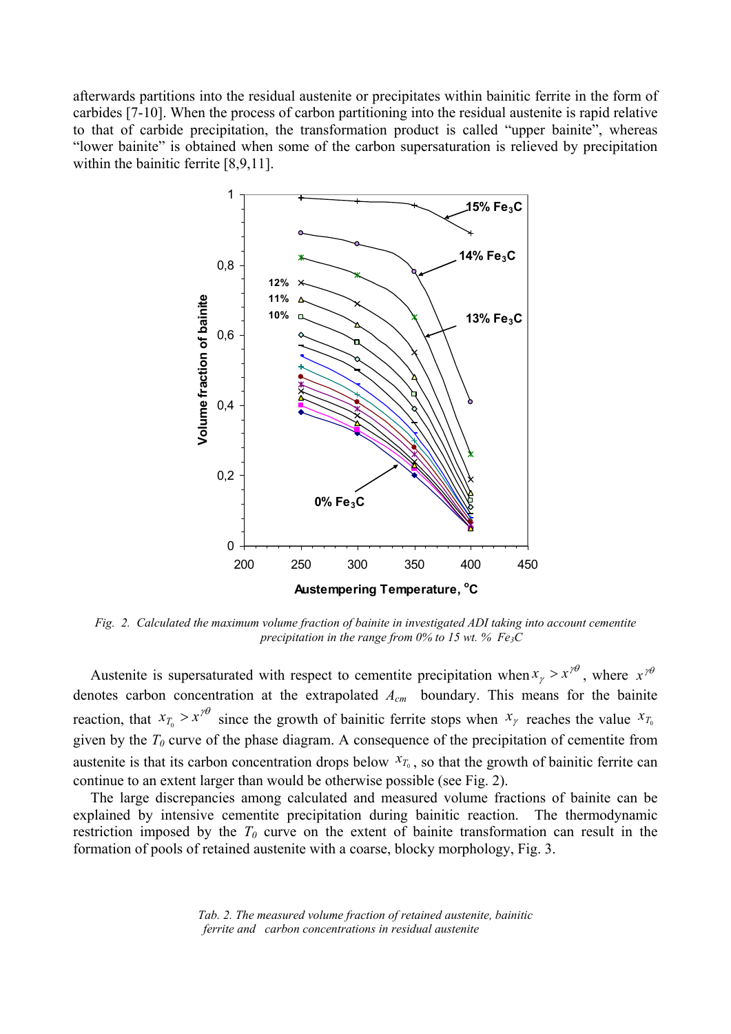afterwards partitions into the residual austenite or precipitates within bainitic ferrite in the form of carbides [7-10]. When the process of carbon partitioning into the residual austenite is rapid relative to that of carbide precipitation, the transformation product is called "upper bainite", whereas "lower bainite" is obtained when some of the carbon supersaturation is relieved by precipitation within the bainitic ferrite [8,9,11].

*Fig. 2. Calculated the maximum volume fraction of bainite in investigated ADI taking into account cementite precipitation in the range from 0% to 15 wt. % $Fe_3C$*

Austenite is supersaturated with respect to cementite precipitation when $x_\gamma > x^{\gamma\theta}$, where $x^{\gamma\theta}$ denotes carbon concentration at the extrapolated $A_{cm}$ boundary. This means for the bainite reaction, that $x_{T_0} > x^{\gamma\theta}$ since the growth of bainitic ferrite stops when $x_\gamma$ reaches the value $x_{T_0}$ given by the $T_0$ curve of the phase diagram. A consequence of the precipitation of cementite from austenite is that its carbon concentration drops below $x_{T_0}$, so that the growth of bainitic ferrite can continue to an extent larger than would be otherwise possible (see Fig. 2).

The large discrepancies among calculated and measured volume fractions of bainite can be explained by intensive cementite precipitation during bainitic reaction. The thermodynamic restriction imposed by the $T_0$ curve on the extent of bainite transformation can result in the formation of pools of retained austenite with a coarse, blocky morphology, Fig. 3.

*Tab. 2. The measured volume fraction of retained austenite, bainitic ferrite and carbon concentrations in residual austenite*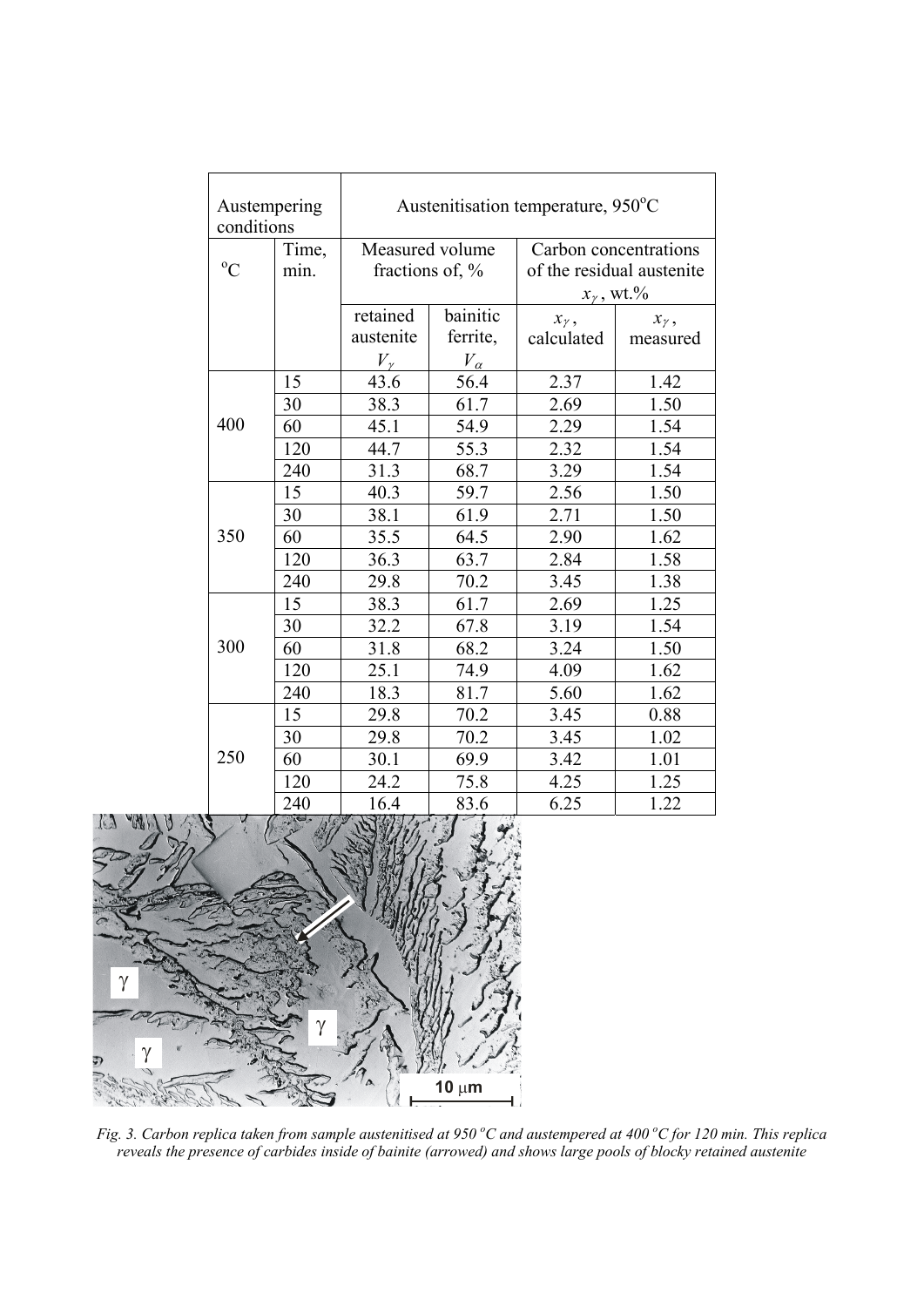| Austempering conditions | | Austenitisation temperature, 950°C | | | |
|---|---|---|---|---|---|
| °C | Time, min. | Measured volume fractions of, % | | Carbon concentrations of the residual austenite $x_\gamma$, wt.% | |
| | | retained austenite $V_\gamma$ | bainitic ferrite, $V_\alpha$ | $x_\gamma$, calculated | $x_\gamma$, measured |
| 400 | 15 | 43.6 | 56.4 | 2.37 | 1.42 |
| | 30 | 38.3 | 61.7 | 2.69 | 1.50 |
| | 60 | 45.1 | 54.9 | 2.29 | 1.54 |
| | 120 | 44.7 | 55.3 | 2.32 | 1.54 |
| | 240 | 31.3 | 68.7 | 3.29 | 1.54 |
| 350 | 15 | 40.3 | 59.7 | 2.56 | 1.50 |
| | 30 | 38.1 | 61.9 | 2.71 | 1.50 |
| | 60 | 35.5 | 64.5 | 2.90 | 1.62 |
| | 120 | 36.3 | 63.7 | 2.84 | 1.58 |
| | 240 | 29.8 | 70.2 | 3.45 | 1.38 |
| 300 | 15 | 38.3 | 61.7 | 2.69 | 1.25 |
| | 30 | 32.2 | 67.8 | 3.19 | 1.54 |
| | 60 | 31.8 | 68.2 | 3.24 | 1.50 |
| | 120 | 25.1 | 74.9 | 4.09 | 1.62 |
| | 240 | 18.3 | 81.7 | 5.60 | 1.62 |
| 250 | 15 | 29.8 | 70.2 | 3.45 | 0.88 |
| | 30 | 29.8 | 70.2 | 3.45 | 1.02 |
| | 60 | 30.1 | 69.9 | 3.42 | 1.01 |
| | 120 | 24.2 | 75.8 | 4.25 | 1.25 |
| | 240 | 16.4 | 83.6 | 6.25 | 1.22 |

*Fig. 3. Carbon replica taken from sample austenitised at 950 °C and austempered at 400 °C for 120 min. This replica reveals the presence of carbides inside of bainite (arrowed) and shows large pools of blocky retained austenite*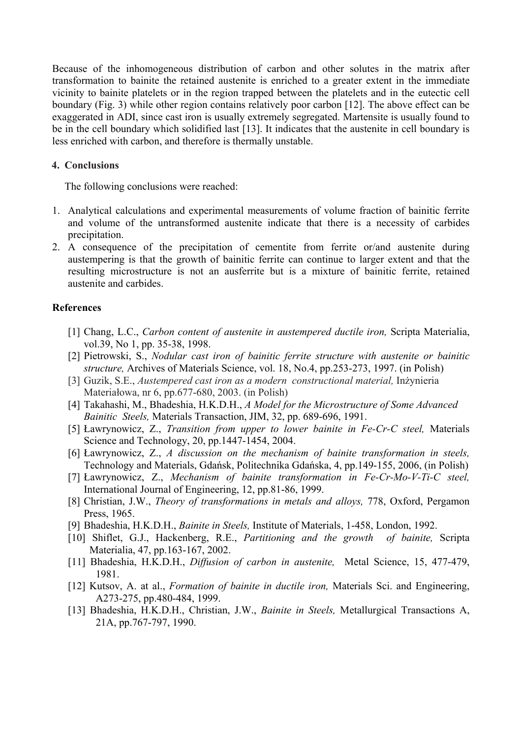Because of the inhomogeneous distribution of carbon and other solutes in the matrix after transformation to bainite the retained austenite is enriched to a greater extent in the immediate vicinity to bainite platelets or in the region trapped between the platelets and in the eutectic cell boundary (Fig. 3) while other region contains relatively poor carbon [12]. The above effect can be exaggerated in ADI, since cast iron is usually extremely segregated. Martensite is usually found to be in the cell boundary which solidified last [13]. It indicates that the austenite in cell boundary is less enriched with carbon, and therefore is thermally unstable.

## 4. Conclusions

The following conclusions were reached:

1. Analytical calculations and experimental measurements of volume fraction of bainitic ferrite and volume of the untransformed austenite indicate that there is a necessity of carbides precipitation.
2. A consequence of the precipitation of cementite from ferrite or/and austenite during austempering is that the growth of bainitic ferrite can continue to larger extent and that the resulting microstructure is not an ausferrite but is a mixture of bainitic ferrite, retained austenite and carbides.

## References

[1] Chang, L.C., *Carbon content of austenite in austempered ductile iron,* Scripta Materialia, vol.39, No 1, pp. 35-38, 1998.

[2] Pietrowski, S., *Nodular cast iron of bainitic ferrite structure with austenite or bainitic structure,* Archives of Materials Science, vol. 18, No.4, pp.253-273, 1997. (in Polish)

[3] Guzik, S.E., *Austempered cast iron as a modern constructional material,* Inżynieria Materiałowa, nr 6, pp.677-680, 2003. (in Polish)

[4] Takahashi, M., Bhadeshia, H.K.D.H., *A Model for the Microstructure of Some Advanced Bainitic Steels,* Materials Transaction, JIM, 32, pp. 689-696, 1991.

[5] Ławrynowicz, Z., *Transition from upper to lower bainite in Fe-Cr-C steel,* Materials Science and Technology, 20, pp.1447-1454, 2004.

[6] Ławrynowicz, Z., *A discussion on the mechanism of bainite transformation in steels,* Technology and Materials, Gdańsk, Politechnika Gdańska, 4, pp.149-155, 2006, (in Polish)

[7] Ławrynowicz, Z., *Mechanism of bainite transformation in Fe-Cr-Mo-V-Ti-C steel,* International Journal of Engineering, 12, pp.81-86, 1999.

[8] Christian, J.W., *Theory of transformations in metals and alloys,* 778, Oxford, Pergamon Press, 1965.

[9] Bhadeshia, H.K.D.H., *Bainite in Steels,* Institute of Materials, 1-458, London, 1992.

[10] Shiflet, G.J., Hackenberg, R.E., *Partitioning and the growth of bainite,* Scripta Materialia, 47, pp.163-167, 2002.

[11] Bhadeshia, H.K.D.H., *Diffusion of carbon in austenite,* Metal Science, 15, 477-479, 1981.

[12] Kutsov, A. at al., *Formation of bainite in ductile iron,* Materials Sci. and Engineering, A273-275, pp.480-484, 1999.

[13] Bhadeshia, H.K.D.H., Christian, J.W., *Bainite in Steels,* Metallurgical Transactions A, 21A, pp.767-797, 1990.